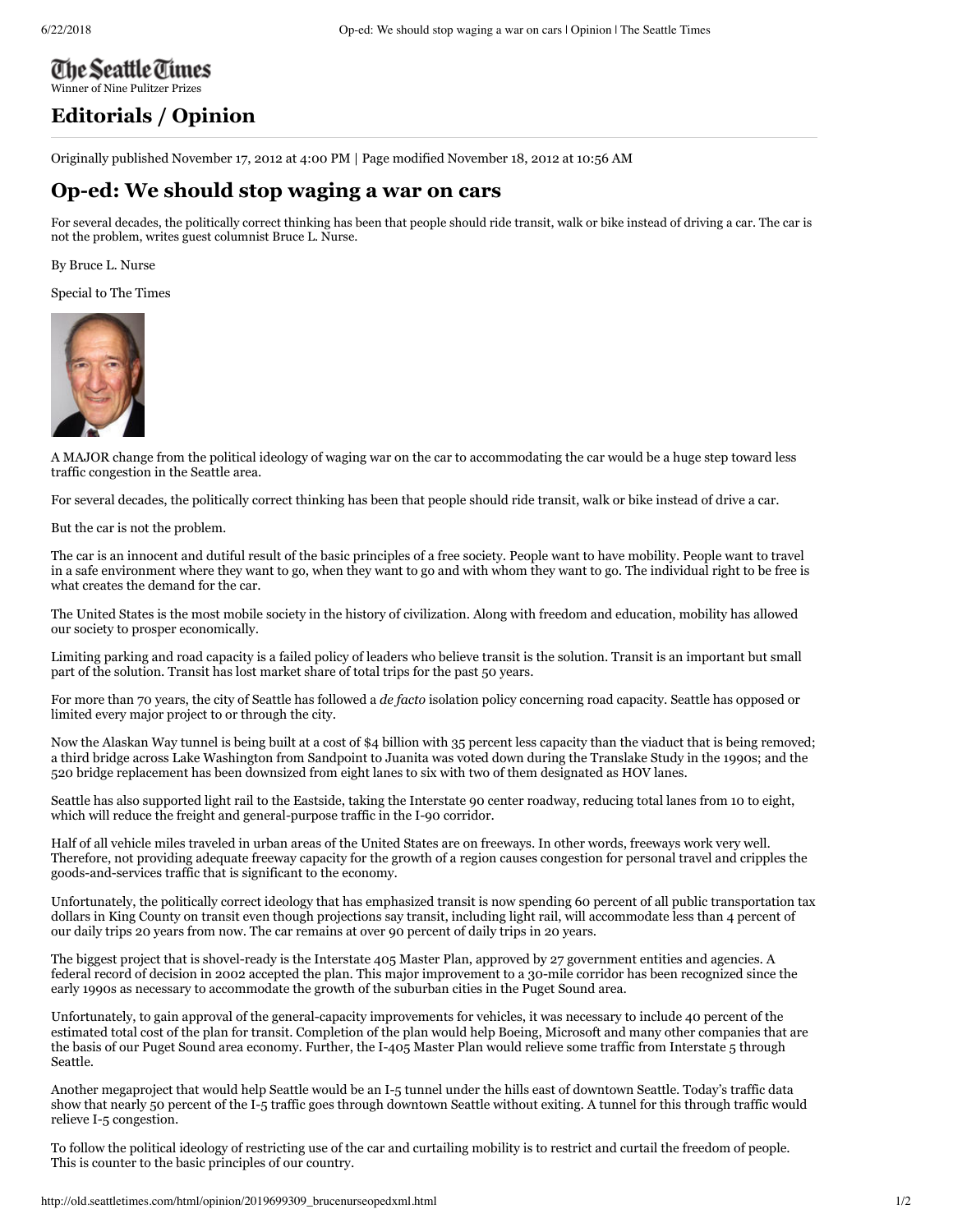The Seattle Times

Winner of Nine Pulitzer Prizes

## Editorials / Opinion

Originally published November 17, 2012 at 4:00 PM | Page modified November 18, 2012 at 10:56 AM

# Op-ed: We should stop waging a war on cars

For several decades, the politically correct thinking has been that people should ride transit, walk or bike instead of driving a car. The car is not the problem, writes guest columnist Bruce L. Nurse.

By Bruce L. Nurse

Special to The Times

A MAJOR change from the political ideology of waging war on the car to accommodating the car would be a huge step toward less traffic congestion in the Seattle area.

For several decades, the politically correct thinking has been that people should ride transit, walk or bike instead of drive a car.

But the car is not the problem.

The car is an innocent and dutiful result of the basic principles of a free society. People want to have mobility. People want to travel in a safe environment where they want to go, when they want to go and with whom they want to go. The individual right to be free is what creates the demand for the car.

The United States is the most mobile society in the history of civilization. Along with freedom and education, mobility has allowed our society to prosper economically.

Limiting parking and road capacity is a failed policy of leaders who believe transit is the solution. Transit is an important but small part of the solution. Transit has lost market share of total trips for the past 50 years.

For more than 70 years, the city of Seattle has followed a *de facto* isolation policy concerning road capacity. Seattle has opposed or limited every major project to or through the city.

Now the Alaskan Way tunnel is being built at a cost of $4 billion with 35 percent less capacity than the viaduct that is being removed; a third bridge across Lake Washington from Sandpoint to Juanita was voted down during the Translake Study in the 1990s; and the 520 bridge replacement has been downsized from eight lanes to six with two of them designated as HOV lanes.

Seattle has also supported light rail to the Eastside, taking the Interstate 90 center roadway, reducing total lanes from 10 to eight, which will reduce the freight and general-purpose traffic in the I-90 corridor.

Half of all vehicle miles traveled in urban areas of the United States are on freeways. In other words, freeways work very well. Therefore, not providing adequate freeway capacity for the growth of a region causes congestion for personal travel and cripples the goods-and-services traffic that is significant to the economy.

Unfortunately, the politically correct ideology that has emphasized transit is now spending 60 percent of all public transportation tax dollars in King County on transit even though projections say transit, including light rail, will accommodate less than 4 percent of our daily trips 20 years from now. The car remains at over 90 percent of daily trips in 20 years.

The biggest project that is shovel-ready is the Interstate 405 Master Plan, approved by 27 government entities and agencies. A federal record of decision in 2002 accepted the plan. This major improvement to a 30-mile corridor has been recognized since the early 1990s as necessary to accommodate the growth of the suburban cities in the Puget Sound area.

Unfortunately, to gain approval of the general-capacity improvements for vehicles, it was necessary to include 40 percent of the estimated total cost of the plan for transit. Completion of the plan would help Boeing, Microsoft and many other companies that are the basis of our Puget Sound area economy. Further, the I-405 Master Plan would relieve some traffic from Interstate 5 through Seattle.

Another megaproject that would help Seattle would be an I-5 tunnel under the hills east of downtown Seattle. Today's traffic data show that nearly 50 percent of the I-5 traffic goes through downtown Seattle without exiting. A tunnel for this through traffic would relieve I-5 congestion.

To follow the political ideology of restricting use of the car and curtailing mobility is to restrict and curtail the freedom of people. This is counter to the basic principles of our country.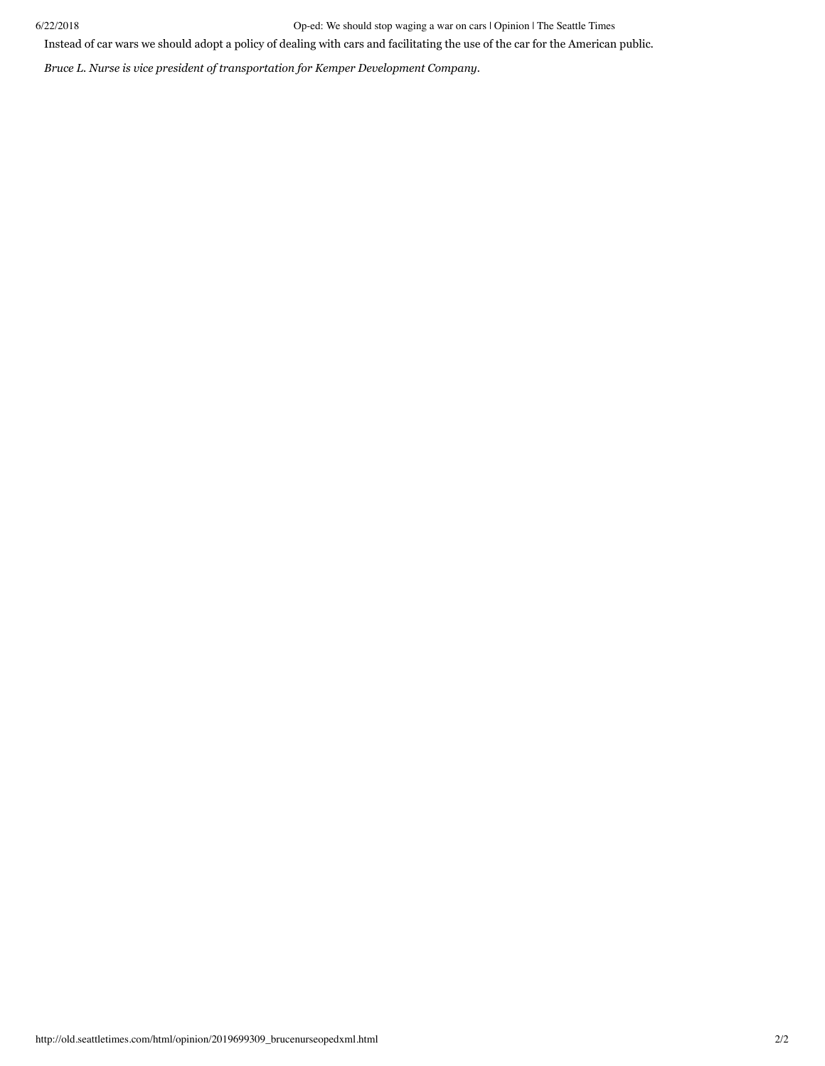Instead of car wars we should adopt a policy of dealing with cars and facilitating the use of the car for the American public.

*Bruce L. Nurse is vice president of transportation for Kemper Development Company.*